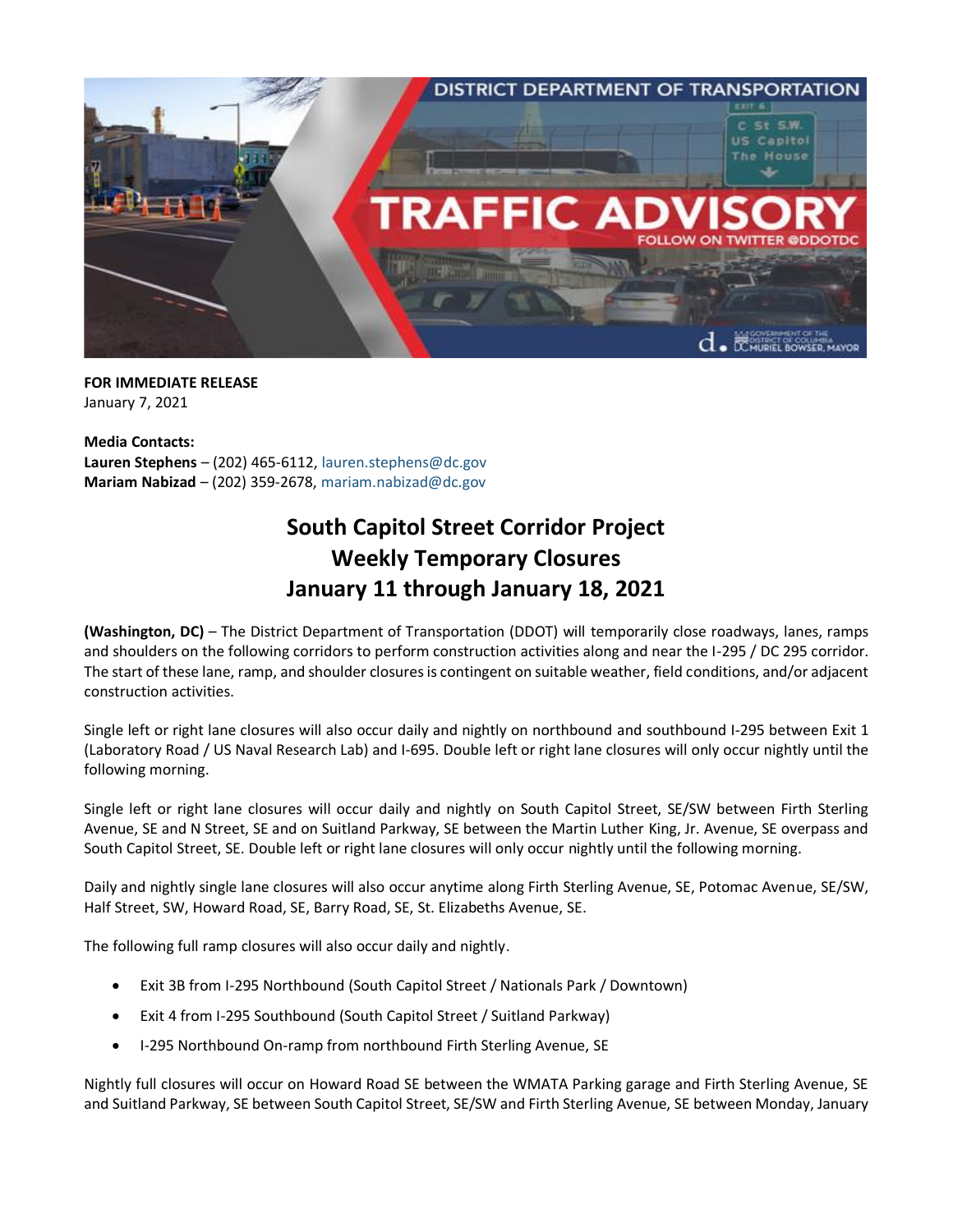**FOR IMMEDIATE RELEASE**
January 7, 2021

**Media Contacts:**
**Lauren Stephens** – (202) 465-6112, lauren.stephens@dc.gov
**Mariam Nabizad** – (202) 359-2678, mariam.nabizad@dc.gov

# South Capitol Street Corridor Project Weekly Temporary Closures January 11 through January 18, 2021

**(Washington, DC)** – The District Department of Transportation (DDOT) will temporarily close roadways, lanes, ramps and shoulders on the following corridors to perform construction activities along and near the I-295 / DC 295 corridor. The start of these lane, ramp, and shoulder closures is contingent on suitable weather, field conditions, and/or adjacent construction activities.

Single left or right lane closures will also occur daily and nightly on northbound and southbound I-295 between Exit 1 (Laboratory Road / US Naval Research Lab) and I-695. Double left or right lane closures will only occur nightly until the following morning.

Single left or right lane closures will occur daily and nightly on South Capitol Street, SE/SW between Firth Sterling Avenue, SE and N Street, SE and on Suitland Parkway, SE between the Martin Luther King, Jr. Avenue, SE overpass and South Capitol Street, SE. Double left or right lane closures will only occur nightly until the following morning.

Daily and nightly single lane closures will also occur anytime along Firth Sterling Avenue, SE, Potomac Avenue, SE/SW, Half Street, SW, Howard Road, SE, Barry Road, SE, St. Elizabeths Avenue, SE.

The following full ramp closures will also occur daily and nightly.

- Exit 3B from I-295 Northbound (South Capitol Street / Nationals Park / Downtown)
- Exit 4 from I-295 Southbound (South Capitol Street / Suitland Parkway)
- I-295 Northbound On-ramp from northbound Firth Sterling Avenue, SE

Nightly full closures will occur on Howard Road SE between the WMATA Parking garage and Firth Sterling Avenue, SE and Suitland Parkway, SE between South Capitol Street, SE/SW and Firth Sterling Avenue, SE between Monday, January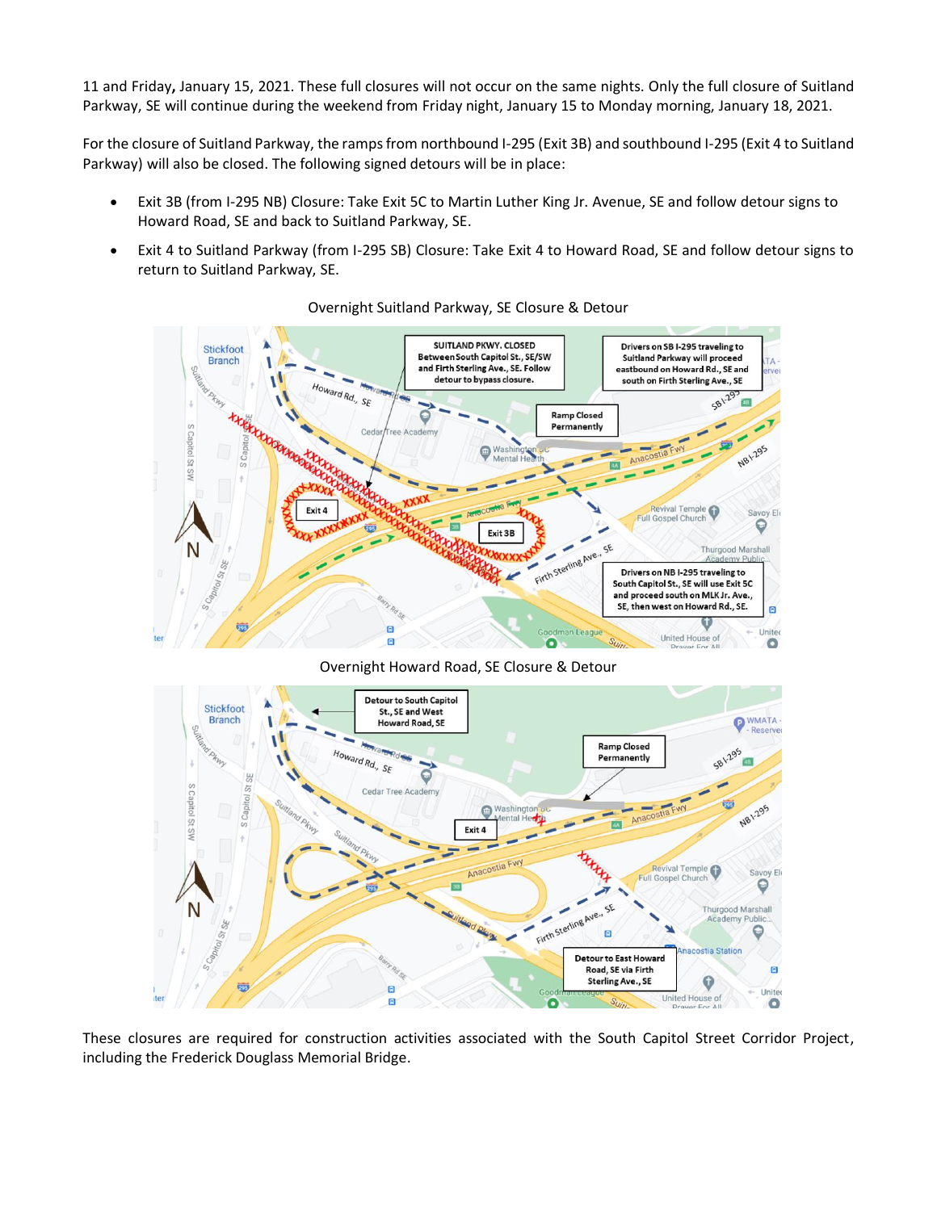11 and Friday**,** January 15, 2021. These full closures will not occur on the same nights. Only the full closure of Suitland Parkway, SE will continue during the weekend from Friday night, January 15 to Monday morning, January 18, 2021.

For the closure of Suitland Parkway, the ramps from northbound I-295 (Exit 3B) and southbound I-295 (Exit 4 to Suitland Parkway) will also be closed. The following signed detours will be in place:

- Exit 3B (from I-295 NB) Closure: Take Exit 5C to Martin Luther King Jr. Avenue, SE and follow detour signs to Howard Road, SE and back to Suitland Parkway, SE.
- Exit 4 to Suitland Parkway (from I-295 SB) Closure: Take Exit 4 to Howard Road, SE and follow detour signs to return to Suitland Parkway, SE.

Overnight Suitland Parkway, SE Closure & Detour

SUITLAND PKWY. CLOSED Between South Capitol St., SE/SW and Firth Sterling Ave., SE. Follow detour to bypass closure.

Drivers on SB I-295 traveling to Suitland Parkway will proceed eastbound on Howard Rd., SE and south on Firth Sterling Ave., SE

Ramp Closed Permanently

Drivers on NB I-295 traveling to South Capitol St., SE will use Exit 5C and proceed south on MLK Jr. Ave., SE, then west on Howard Rd., SE.

Overnight Howard Road, SE Closure & Detour

Detour to South Capitol St., SE and West Howard Road, SE

Ramp Closed Permanently

Detour to East Howard Road, SE via Firth Sterling Ave., SE

These closures are required for construction activities associated with the South Capitol Street Corridor Project, including the Frederick Douglass Memorial Bridge.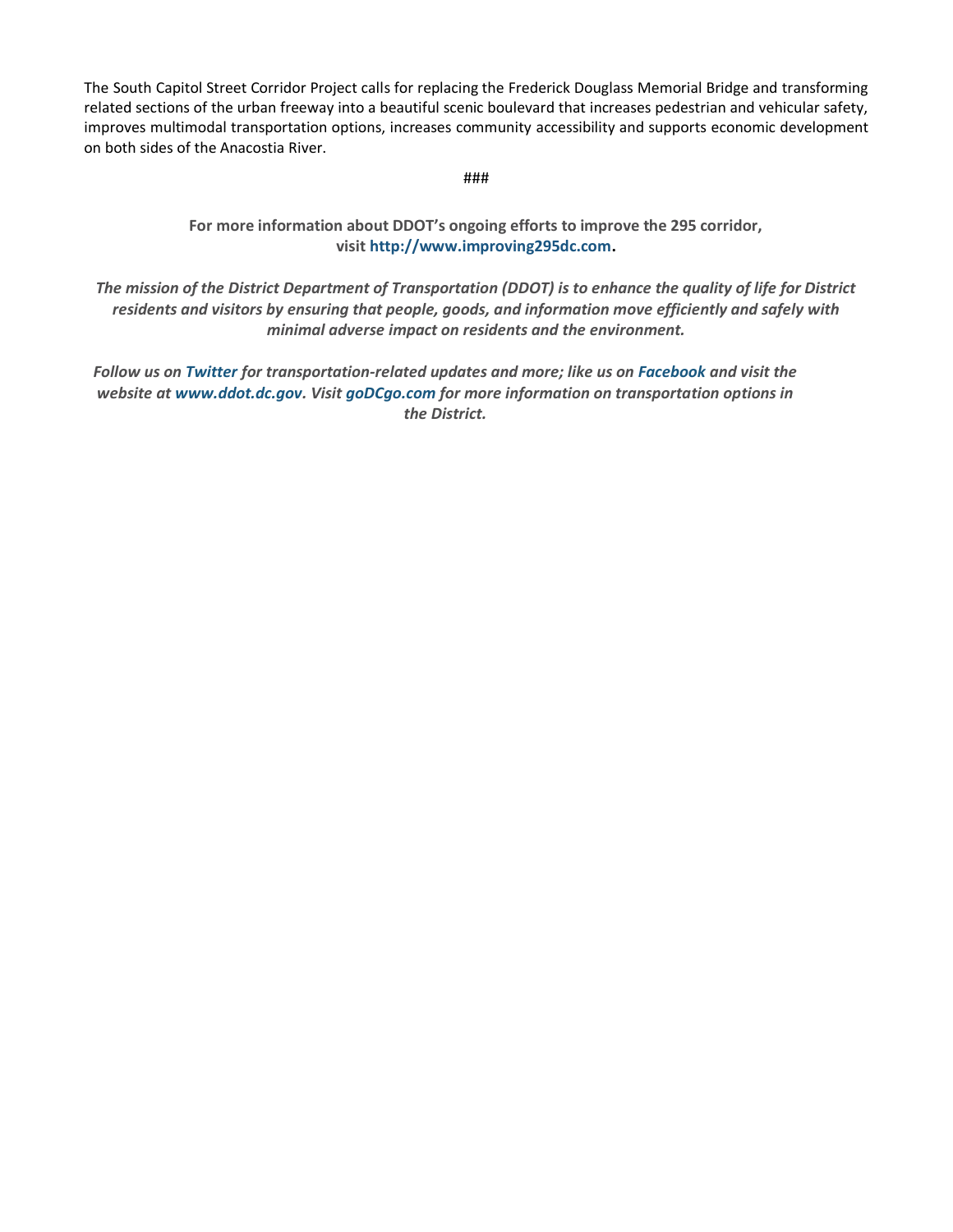The South Capitol Street Corridor Project calls for replacing the Frederick Douglass Memorial Bridge and transforming related sections of the urban freeway into a beautiful scenic boulevard that increases pedestrian and vehicular safety, improves multimodal transportation options, increases community accessibility and supports economic development on both sides of the Anacostia River.

###

**For more information about DDOT's ongoing efforts to improve the 295 corridor, visit http://www.improving295dc.com.**

***The mission of the District Department of Transportation (DDOT) is to enhance the quality of life for District residents and visitors by ensuring that people, goods, and information move efficiently and safely with minimal adverse impact on residents and the environment.***

***Follow us on Twitter for transportation-related updates and more; like us on Facebook and visit the website at www.ddot.dc.gov. Visit goDCgo.com for more information on transportation options in the District.***